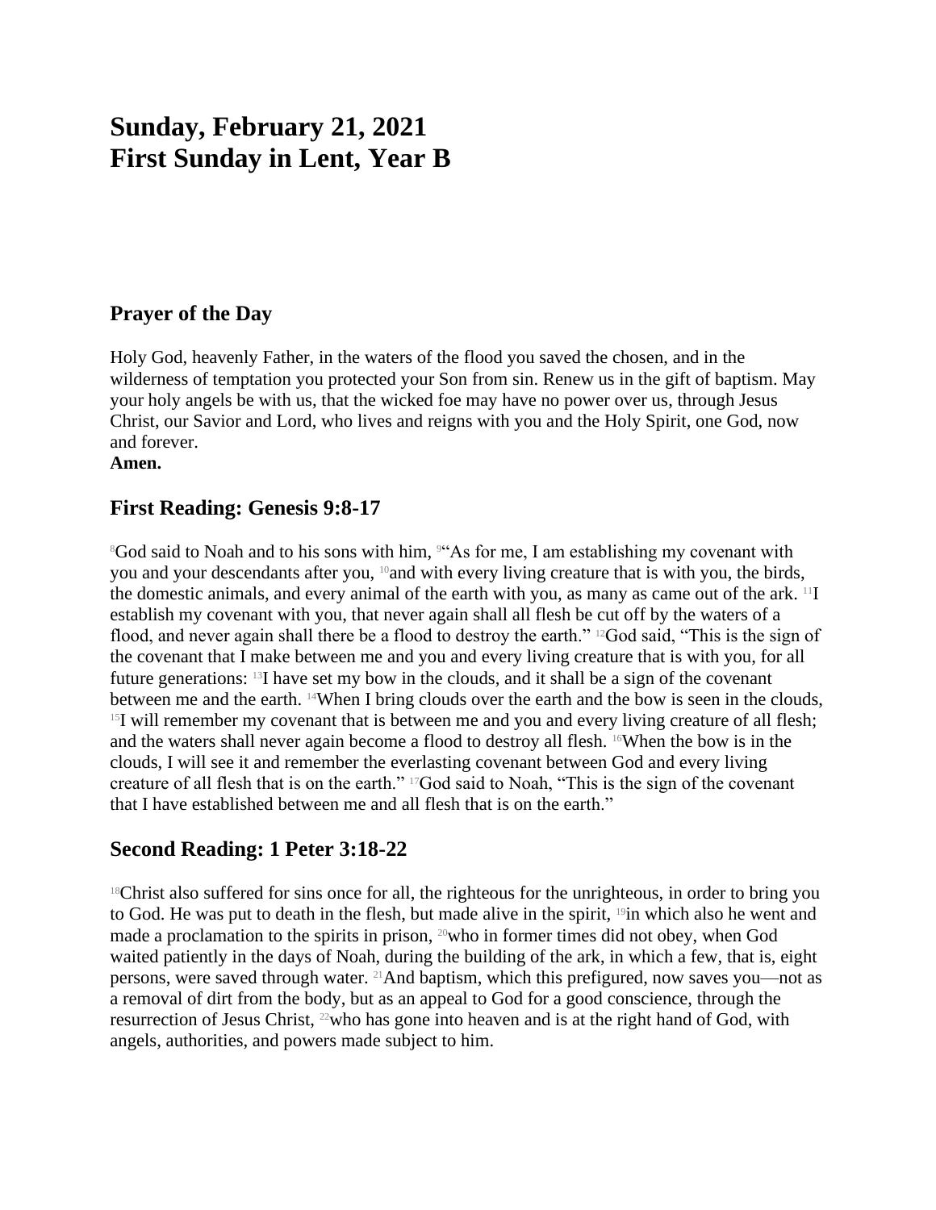# Sunday, February 21, 2021
# First Sunday in Lent, Year B

## Prayer of the Day

Holy God, heavenly Father, in the waters of the flood you saved the chosen, and in the wilderness of temptation you protected your Son from sin. Renew us in the gift of baptism. May your holy angels be with us, that the wicked foe may have no power over us, through Jesus Christ, our Savior and Lord, who lives and reigns with you and the Holy Spirit, one God, now and forever.
**Amen.**

## First Reading: Genesis 9:8-17

[8]God said to Noah and to his sons with him, [9]"As for me, I am establishing my covenant with you and your descendants after you, [10]and with every living creature that is with you, the birds, the domestic animals, and every animal of the earth with you, as many as came out of the ark. [11]I establish my covenant with you, that never again shall all flesh be cut off by the waters of a flood, and never again shall there be a flood to destroy the earth." [12]God said, "This is the sign of the covenant that I make between me and you and every living creature that is with you, for all future generations: [13]I have set my bow in the clouds, and it shall be a sign of the covenant between me and the earth. [14]When I bring clouds over the earth and the bow is seen in the clouds, [15]I will remember my covenant that is between me and you and every living creature of all flesh; and the waters shall never again become a flood to destroy all flesh. [16]When the bow is in the clouds, I will see it and remember the everlasting covenant between God and every living creature of all flesh that is on the earth." [17]God said to Noah, "This is the sign of the covenant that I have established between me and all flesh that is on the earth."

## Second Reading: 1 Peter 3:18-22

[18]Christ also suffered for sins once for all, the righteous for the unrighteous, in order to bring you to God. He was put to death in the flesh, but made alive in the spirit, [19]in which also he went and made a proclamation to the spirits in prison, [20]who in former times did not obey, when God waited patiently in the days of Noah, during the building of the ark, in which a few, that is, eight persons, were saved through water. [21]And baptism, which this prefigured, now saves you—not as a removal of dirt from the body, but as an appeal to God for a good conscience, through the resurrection of Jesus Christ, [22]who has gone into heaven and is at the right hand of God, with angels, authorities, and powers made subject to him.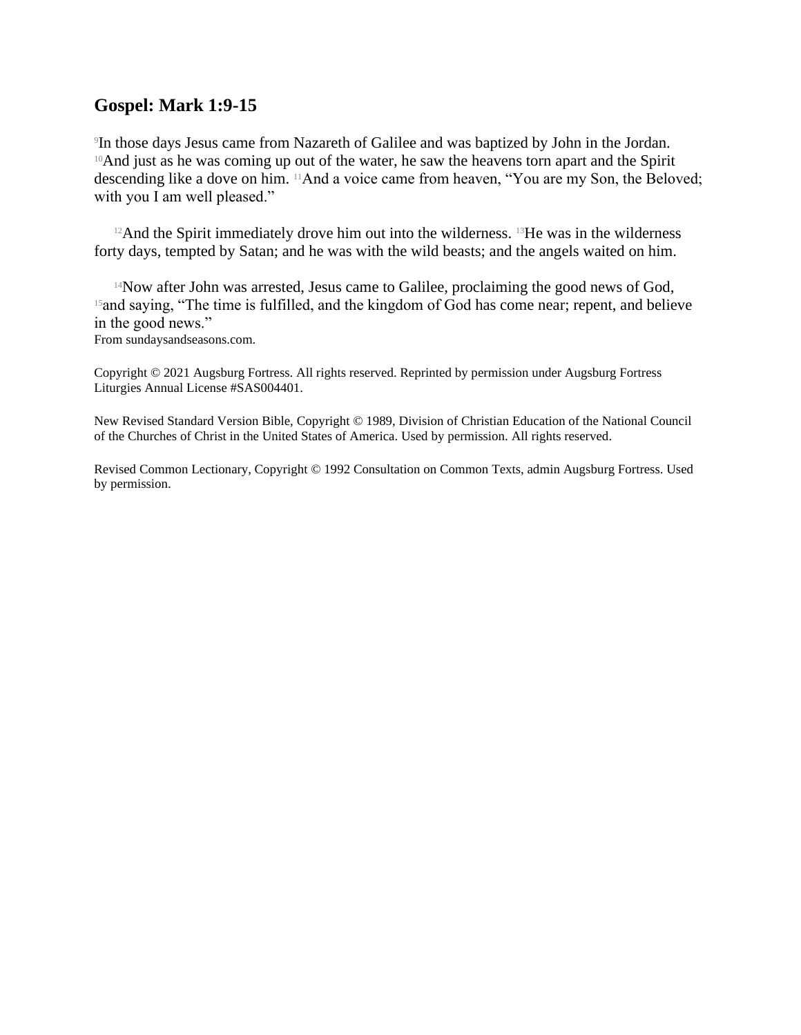## Gospel: Mark 1:9-15

[9]In those days Jesus came from Nazareth of Galilee and was baptized by John in the Jordan. [10]And just as he was coming up out of the water, he saw the heavens torn apart and the Spirit descending like a dove on him. [11]And a voice came from heaven, "You are my Son, the Beloved; with you I am well pleased."

[12]And the Spirit immediately drove him out into the wilderness. [13]He was in the wilderness forty days, tempted by Satan; and he was with the wild beasts; and the angels waited on him.

[14]Now after John was arrested, Jesus came to Galilee, proclaiming the good news of God, [15]and saying, "The time is fulfilled, and the kingdom of God has come near; repent, and believe in the good news."

From sundaysandseasons.com.

Copyright © 2021 Augsburg Fortress. All rights reserved. Reprinted by permission under Augsburg Fortress Liturgies Annual License #SAS004401.

New Revised Standard Version Bible, Copyright © 1989, Division of Christian Education of the National Council of the Churches of Christ in the United States of America. Used by permission. All rights reserved.

Revised Common Lectionary, Copyright © 1992 Consultation on Common Texts, admin Augsburg Fortress. Used by permission.